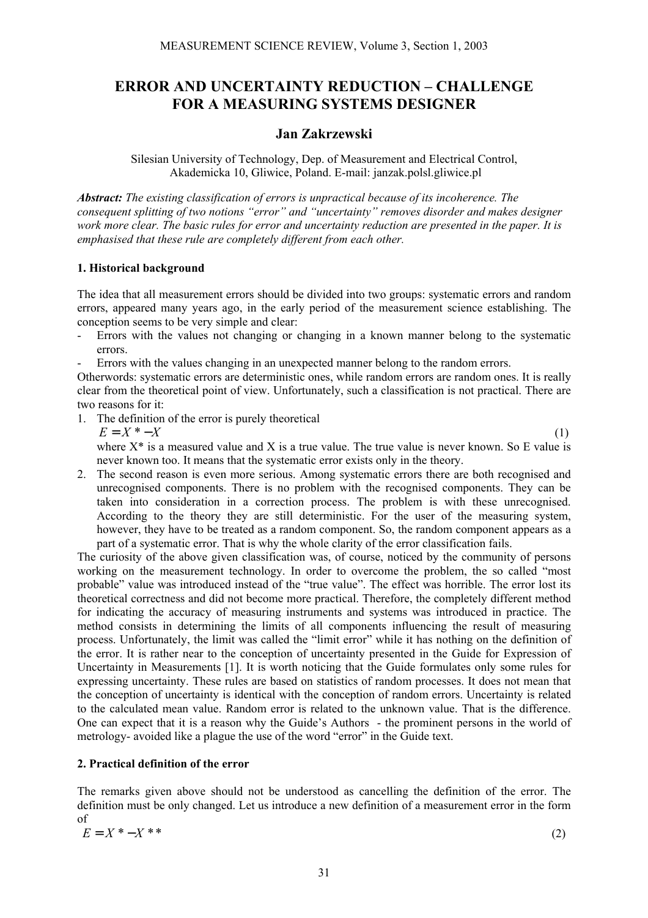# ERROR AND UNCERTAINTY REDUCTION – CHALLENGE FOR A MEASURING SYSTEMS DESIGNER

## Jan Zakrzewski

Silesian University of Technology, Dep. of Measurement and Electrical Control, Akademicka 10, Gliwice, Poland. E-mail: janzak.polsl.gliwice.pl

***Abstract:*** *The existing classification of errors is unpractical because of its incoherence. The consequent splitting of two notions "error" and "uncertainty" removes disorder and makes designer work more clear. The basic rules for error and uncertainty reduction are presented in the paper. It is emphasised that these rule are completely different from each other.*

### 1. Historical background

The idea that all measurement errors should be divided into two groups: systematic errors and random errors, appeared many years ago, in the early period of the measurement science establishing. The conception seems to be very simple and clear:

- Errors with the values not changing or changing in a known manner belong to the systematic errors.
- Errors with the values changing in an unexpected manner belong to the random errors.

Otherwords: systematic errors are deterministic ones, while random errors are random ones. It is really clear from the theoretical point of view. Unfortunately, such a classification is not practical. There are two reasons for it:

1. The definition of the error is purely theoretical
   $$E = X^* - X \tag{1}$$
   where X* is a measured value and X is a true value. The true value is never known. So E value is never known too. It means that the systematic error exists only in the theory.
2. The second reason is even more serious. Among systematic errors there are both recognised and unrecognised components. There is no problem with the recognised components. They can be taken into consideration in a correction process. The problem is with these unrecognised. According to the theory they are still deterministic. For the user of the measuring system, however, they have to be treated as a random component. So, the random component appears as a part of a systematic error. That is why the whole clarity of the error classification fails.

The curiosity of the above given classification was, of course, noticed by the community of persons working on the measurement technology. In order to overcome the problem, the so called "most probable" value was introduced instead of the "true value". The effect was horrible. The error lost its theoretical correctness and did not become more practical. Therefore, the completely different method for indicating the accuracy of measuring instruments and systems was introduced in practice. The method consists in determining the limits of all components influencing the result of measuring process. Unfortunately, the limit was called the "limit error" while it has nothing on the definition of the error. It is rather near to the conception of uncertainty presented in the Guide for Expression of Uncertainty in Measurements [1]. It is worth noticing that the Guide formulates only some rules for expressing uncertainty. These rules are based on statistics of random processes. It does not mean that the conception of uncertainty is identical with the conception of random errors. Uncertainty is related to the calculated mean value. Random error is related to the unknown value. That is the difference. One can expect that it is a reason why the Guide's Authors - the prominent persons in the world of metrology- avoided like a plague the use of the word "error" in the Guide text.

### 2. Practical definition of the error

The remarks given above should not be understood as cancelling the definition of the error. The definition must be only changed. Let us introduce a new definition of a measurement error in the form of

$$E = X^* - X^{**} \tag{2}$$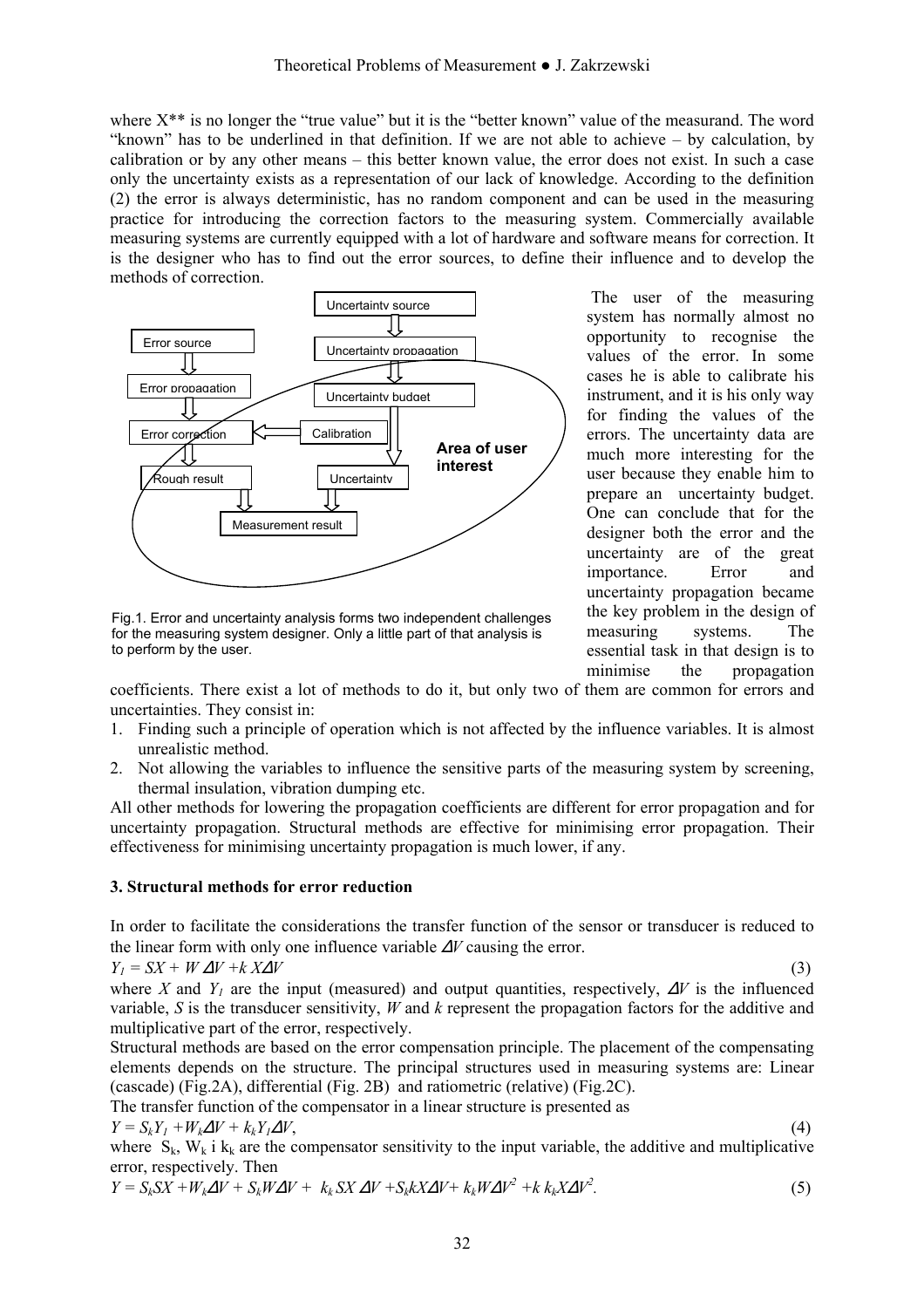where X** is no longer the "true value" but it is the "better known" value of the measurand. The word "known" has to be underlined in that definition. If we are not able to achieve – by calculation, by calibration or by any other means – this better known value, the error does not exist. In such a case only the uncertainty exists as a representation of our lack of knowledge. According to the definition (2) the error is always deterministic, has no random component and can be used in the measuring practice for introducing the correction factors to the measuring system. Commercially available measuring systems are currently equipped with a lot of hardware and software means for correction. It is the designer who has to find out the error sources, to define their influence and to develop the methods of correction.

Fig.1. Error and uncertainty analysis forms two independent challenges for the measuring system designer. Only a little part of that analysis is to perform by the user.

The user of the measuring system has normally almost no opportunity to recognise the values of the error. In some cases he is able to calibrate his instrument, and it is his only way for finding the values of the errors. The uncertainty data are much more interesting for the user because they enable him to prepare an uncertainty budget. One can conclude that for the designer both the error and the uncertainty are of the great importance. Error and uncertainty propagation became the key problem in the design of measuring systems. The essential task in that design is to minimise the propagation coefficients. There exist a lot of methods to do it, but only two of them are common for errors and uncertainties. They consist in:

1. Finding such a principle of operation which is not affected by the influence variables. It is almost unrealistic method.
2. Not allowing the variables to influence the sensitive parts of the measuring system by screening, thermal insulation, vibration dumping etc.

All other methods for lowering the propagation coefficients are different for error propagation and for uncertainty propagation. Structural methods are effective for minimising error propagation. Their effectiveness for minimising uncertainty propagation is much lower, if any.

### 3. Structural methods for error reduction

In order to facilitate the considerations the transfer function of the sensor or transducer is reduced to the linear form with only one influence variable $\Delta V$ causing the error.

$$Y_1 = SX + W\Delta V + kX\Delta V \tag{3}$$

where $X$ and $Y_1$ are the input (measured) and output quantities, respectively, $\Delta V$ is the influenced variable, $S$ is the transducer sensitivity, $W$ and $k$ represent the propagation factors for the additive and multiplicative part of the error, respectively.

Structural methods are based on the error compensation principle. The placement of the compensating elements depends on the structure. The principal structures used in measuring systems are: Linear (cascade) (Fig.2A), differential (Fig. 2B) and ratiometric (relative) (Fig.2C).

The transfer function of the compensator in a linear structure is presented as

$$Y = S_kY_1 + W_k\Delta V + k_kY_1\Delta V, \tag{4}$$

where $S_k$, $W_k$ i $k_k$ are the compensator sensitivity to the input variable, the additive and multiplicative error, respectively. Then

$$Y = S_kSX + W_k\Delta V + S_kW\Delta V + k_kSX\Delta V + S_kkX\Delta V + k_kW\Delta V^2 + k\,k_kX\Delta V^2. \tag{5}$$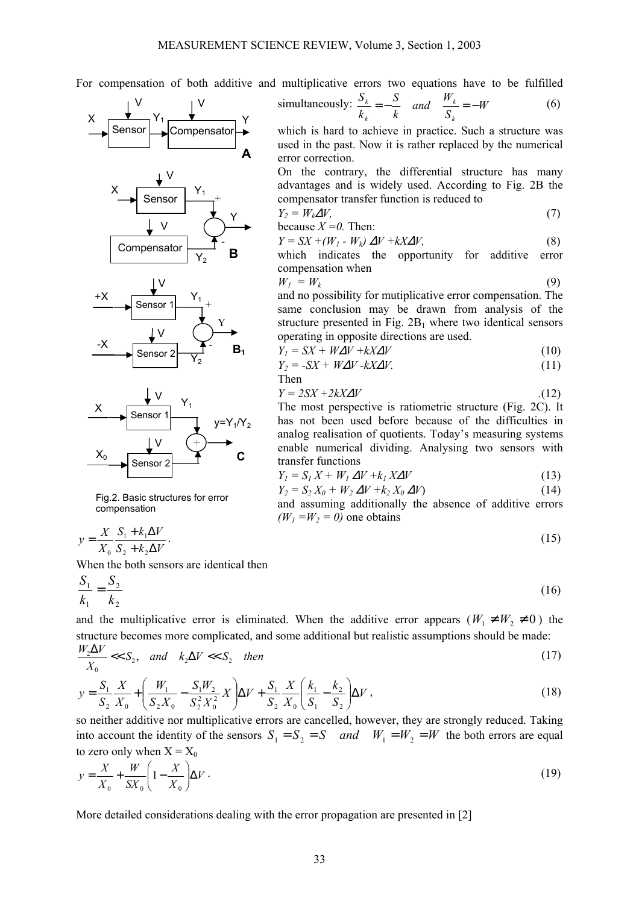For compensation of both additive and multiplicative errors two equations have to be fulfilled simultaneously:

$$\frac{S_k}{k_k} = -\frac{S}{k} \quad and \quad \frac{W_k}{S_k} = -W \tag{6}$$

which is hard to achieve in practice. Such a structure was used in the past. Now it is rather replaced by the numerical error correction.

On the contrary, the differential structure has many advantages and is widely used. According to Fig. 2B the compensator transfer function is reduced to

$$Y_2 = W_k \Delta V, \tag{7}$$

because $X = 0$. Then:

$$Y = SX + (W_1 - W_k)\,\Delta V + kX\Delta V, \tag{8}$$

which indicates the opportunity for additive error compensation when

$$W_1 = W_k \tag{9}$$

and no possibility for mutiplicative error compensation. The same conclusion may be drawn from analysis of the structure presented in Fig. 2B$_1$ where two identical sensors operating in opposite directions are used.

$$Y_1 = SX + W\Delta V + kX\Delta V \tag{10}$$

$$Y_2 = -SX + W\Delta V - kX\Delta V. \tag{11}$$

Then

$$Y = 2SX + 2kX\Delta V \tag{12}$$

The most perspective is ratiometric structure (Fig. 2C). It has not been used before because of the difficulties in analog realisation of quotients. Today's measuring systems enable numerical dividing. Analysing two sensors with transfer functions

$$Y_1 = S_1 X + W_1\,\Delta V + k_1 X\Delta V \tag{13}$$

$$Y_2 = S_2 X_0 + W_2\,\Delta V + k_2 X_0\,\Delta V) \tag{14}$$

and assuming additionally the absence of additive errors $(W_1 = W_2 = 0)$ one obtains

Fig.2. Basic structures for error compensation

$$y = \frac{X}{X_0}\frac{S_1 + k_1\Delta V}{S_2 + k_2\Delta V}. \tag{15}$$

When the both sensors are identical then

$$\frac{S_1}{k_1} = \frac{S_2}{k_2} \tag{16}$$

and the multiplicative error is eliminated. When the additive error appears ($W_1 \neq W_2 \neq 0$) the structure becomes more complicated, and some additional but realistic assumptions should be made:

$$\frac{W_2\Delta V}{X_0} << S_2, \quad and \quad k_2\Delta V << S_2 \quad then \tag{17}$$

$$y = \frac{S_1}{S_2}\frac{X}{X_0} + \left(\frac{W_1}{S_2 X_0} - \frac{S_1 W_2}{S_2^2 X_0^2}X\right)\Delta V + \frac{S_1}{S_2}\frac{X}{X_0}\left(\frac{k_1}{S_1} - \frac{k_2}{S_2}\right)\Delta V, \tag{18}$$

so neither additive nor multiplicative errors are cancelled, however, they are strongly reduced. Taking into account the identity of the sensors $S_1 = S_2 = S \quad and \quad W_1 = W_2 = W$ the both errors are equal to zero only when $X = X_0$

$$y = \frac{X}{X_0} + \frac{W}{SX_0}\left(1 - \frac{X}{X_0}\right)\Delta V. \tag{19}$$

More detailed considerations dealing with the error propagation are presented in [2]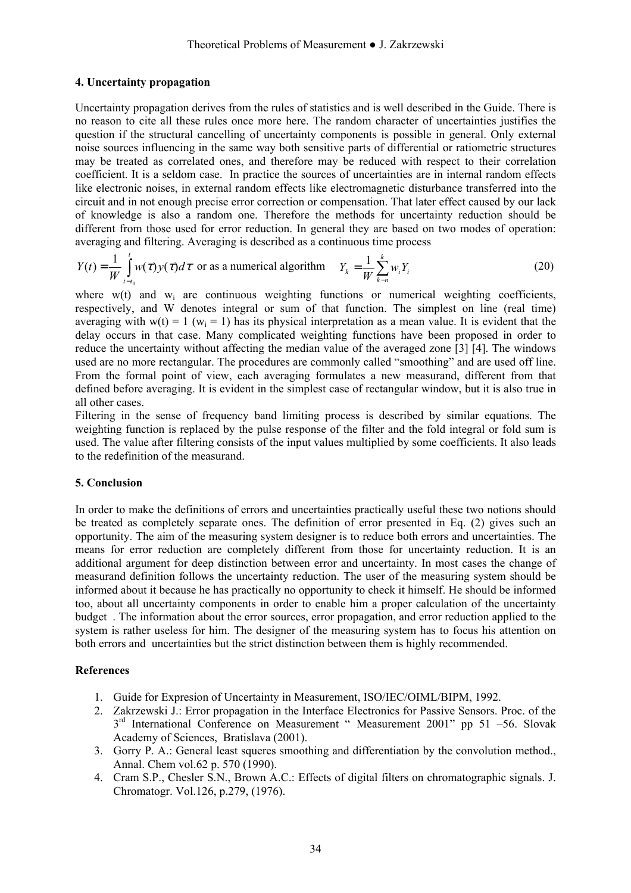## 4. Uncertainty propagation

Uncertainty propagation derives from the rules of statistics and is well described in the Guide. There is no reason to cite all these rules once more here. The random character of uncertainties justifies the question if the structural cancelling of uncertainty components is possible in general. Only external noise sources influencing in the same way both sensitive parts of differential or ratiometric structures may be treated as correlated ones, and therefore may be reduced with respect to their correlation coefficient. It is a seldom case. In practice the sources of uncertainties are in internal random effects like electronic noises, in external random effects like electromagnetic disturbance transferred into the circuit and in not enough precise error correction or compensation. That later effect caused by our lack of knowledge is also a random one. Therefore the methods for uncertainty reduction should be different from those used for error reduction. In general they are based on two modes of operation: averaging and filtering. Averaging is described as a continuous time process

$$Y(t) = \frac{1}{W}\int_{t-t_0}^{t} w(\tau)y(\tau)d\tau \text{ or as a numerical algorithm } \quad Y_k = \frac{1}{W}\sum_{k-n}^{k} w_i Y_i \tag{20}$$

where w(t) and $w_i$ are continuous weighting functions or numerical weighting coefficients, respectively, and W denotes integral or sum of that function. The simplest on line (real time) averaging with w(t) = 1 ($w_i$ = 1) has its physical interpretation as a mean value. It is evident that the delay occurs in that case. Many complicated weighting functions have been proposed in order to reduce the uncertainty without affecting the median value of the averaged zone [3] [4]. The windows used are no more rectangular. The procedures are commonly called "smoothing" and are used off line. From the formal point of view, each averaging formulates a new measurand, different from that defined before averaging. It is evident in the simplest case of rectangular window, but it is also true in all other cases.

Filtering in the sense of frequency band limiting process is described by similar equations. The weighting function is replaced by the pulse response of the filter and the fold integral or fold sum is used. The value after filtering consists of the input values multiplied by some coefficients. It also leads to the redefinition of the measurand.

## 5. Conclusion

In order to make the definitions of errors and uncertainties practically useful these two notions should be treated as completely separate ones. The definition of error presented in Eq. (2) gives such an opportunity. The aim of the measuring system designer is to reduce both errors and uncertainties. The means for error reduction are completely different from those for uncertainty reduction. It is an additional argument for deep distinction between error and uncertainty. In most cases the change of measurand definition follows the uncertainty reduction. The user of the measuring system should be informed about it because he has practically no opportunity to check it himself. He should be informed too, about all uncertainty components in order to enable him a proper calculation of the uncertainty budget . The information about the error sources, error propagation, and error reduction applied to the system is rather useless for him. The designer of the measuring system has to focus his attention on both errors and uncertainties but the strict distinction between them is highly recommended.

## References

1. Guide for Expresion of Uncertainty in Measurement, ISO/IEC/OIML/BIPM, 1992.
2. Zakrzewski J.: Error propagation in the Interface Electronics for Passive Sensors. Proc. of the 3rd International Conference on Measurement " Measurement 2001" pp 51 –56. Slovak Academy of Sciences, Bratislava (2001).
3. Gorry P. A.: General least squeres smoothing and differentiation by the convolution method., Annal. Chem vol.62 p. 570 (1990).
4. Cram S.P., Chesler S.N., Brown A.C.: Effects of digital filters on chromatographic signals. J. Chromatogr. Vol.126, p.279, (1976).